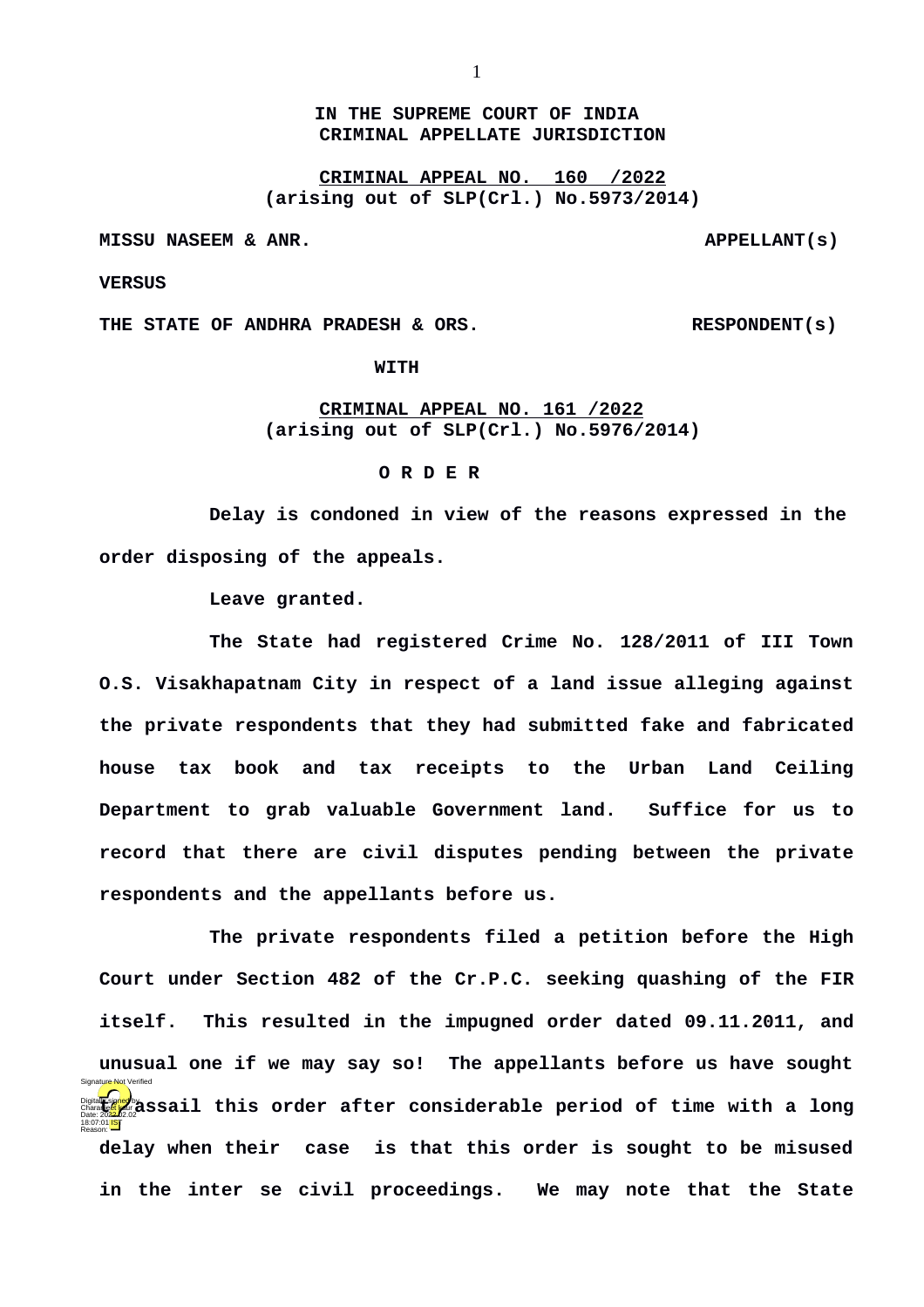**IN THE SUPREME COURT OF INDIA**
**CRIMINAL APPELLATE JURISDICTION**

**CRIMINAL APPEAL NO. 160 /2022**
**(arising out of SLP(Crl.) No.5973/2014)**

**MISSU NASEEM & ANR. APPELLANT(s)**

**VERSUS**

**THE STATE OF ANDHRA PRADESH & ORS. RESPONDENT(s)**

**WITH**

**CRIMINAL APPEAL NO. 161 /2022**
**(arising out of SLP(Crl.) No.5976/2014)**

**O R D E R**

**Delay is condoned in view of the reasons expressed in the order disposing of the appeals.**

**Leave granted.**

**The State had registered Crime No. 128/2011 of III Town O.S. Visakhapatnam City in respect of a land issue alleging against the private respondents that they had submitted fake and fabricated house tax book and tax receipts to the Urban Land Ceiling Department to grab valuable Government land. Suffice for us to record that there are civil disputes pending between the private respondents and the appellants before us.**

**The private respondents filed a petition before the High Court under Section 482 of the Cr.P.C. seeking quashing of the FIR itself. This resulted in the impugned order dated 09.11.2011, and unusual one if we may say so! The appellants before us have sought to assail this order after considerable period of time with a long delay when their case is that this order is sought to be misused in the inter se civil proceedings. We may note that the State**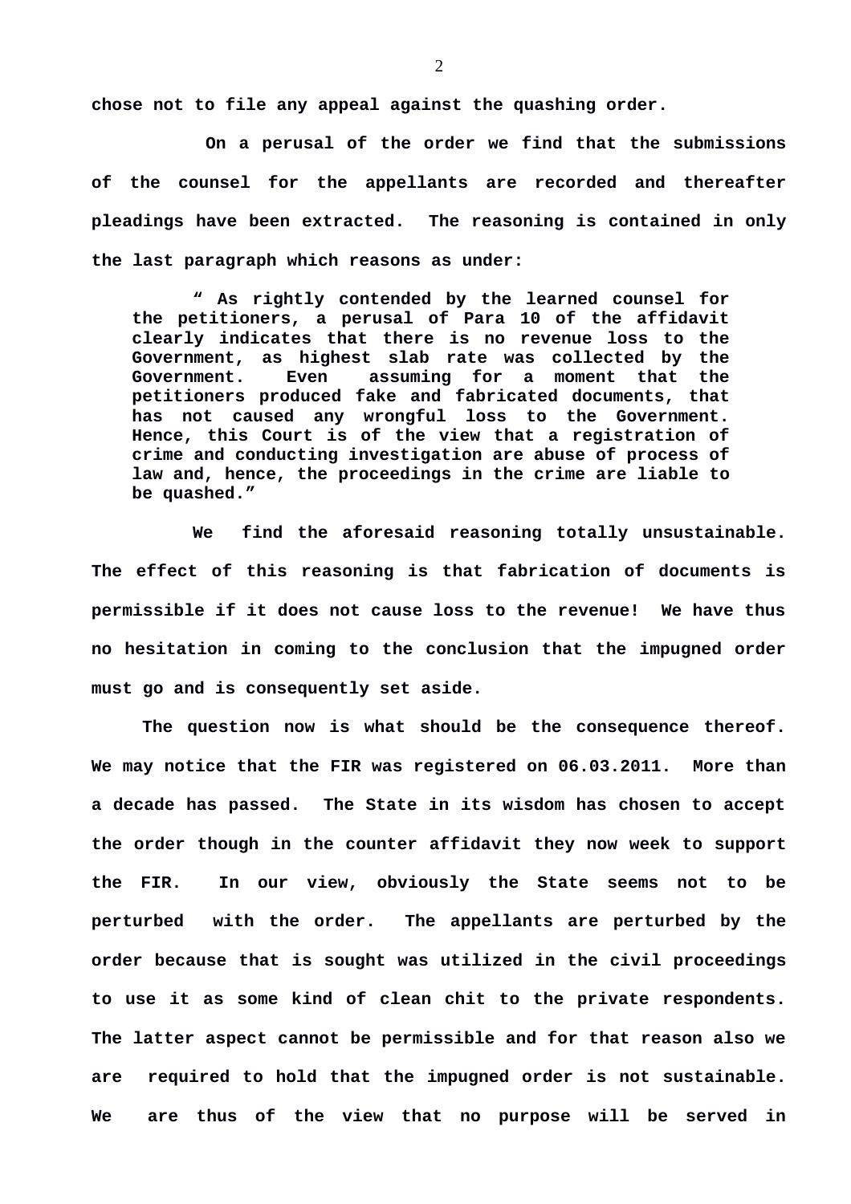chose not to file any appeal against the quashing order.

On a perusal of the order we find that the submissions of the counsel for the appellants are recorded and thereafter pleadings have been extracted. The reasoning is contained in only the last paragraph which reasons as under:

> " As rightly contended by the learned counsel for the petitioners, a perusal of Para 10 of the affidavit clearly indicates that there is no revenue loss to the Government, as highest slab rate was collected by the Government. Even assuming for a moment that the petitioners produced fake and fabricated documents, that has not caused any wrongful loss to the Government. Hence, this Court is of the view that a registration of crime and conducting investigation are abuse of process of law and, hence, the proceedings in the crime are liable to be quashed."

We find the aforesaid reasoning totally unsustainable. The effect of this reasoning is that fabrication of documents is permissible if it does not cause loss to the revenue! We have thus no hesitation in coming to the conclusion that the impugned order must go and is consequently set aside.

The question now is what should be the consequence thereof. We may notice that the FIR was registered on 06.03.2011. More than a decade has passed. The State in its wisdom has chosen to accept the order though in the counter affidavit they now week to support the FIR. In our view, obviously the State seems not to be perturbed with the order. The appellants are perturbed by the order because that is sought was utilized in the civil proceedings to use it as some kind of clean chit to the private respondents. The latter aspect cannot be permissible and for that reason also we are required to hold that the impugned order is not sustainable. We are thus of the view that no purpose will be served in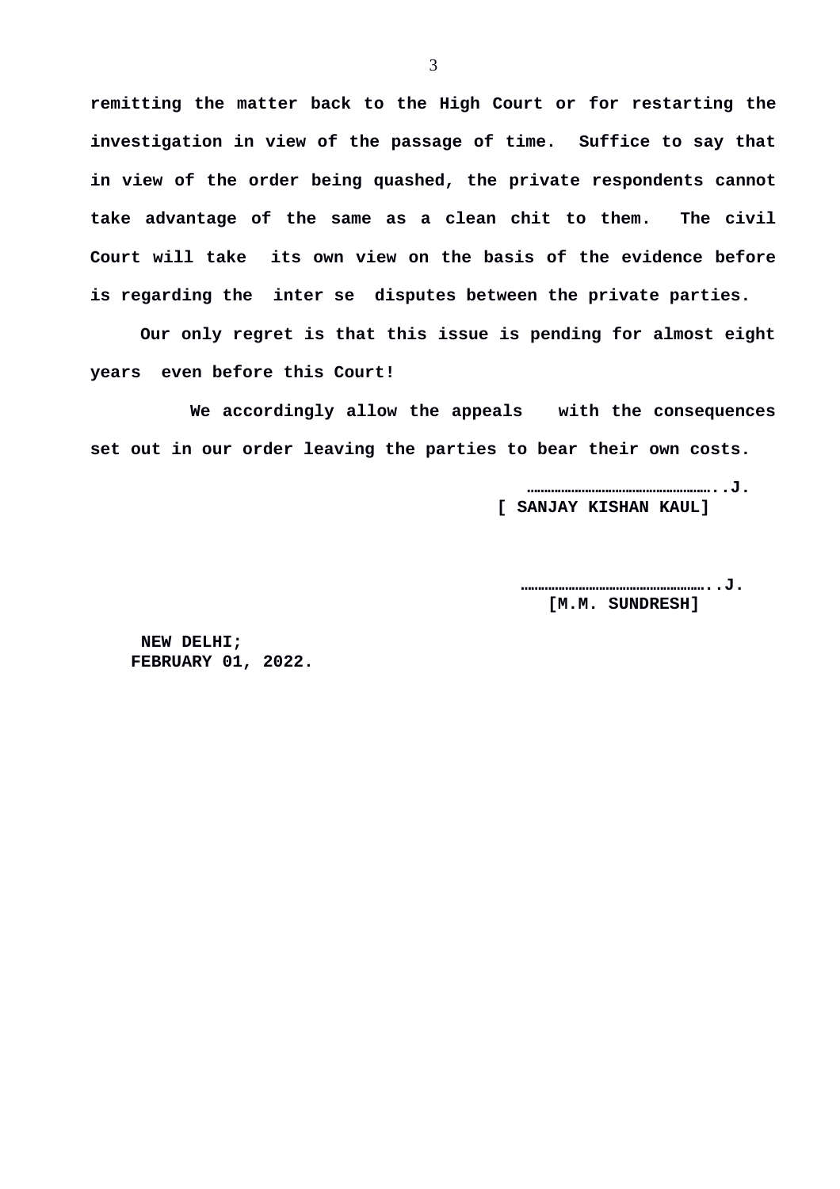**remitting the matter back to the High Court or for restarting the investigation in view of the passage of time. Suffice to say that in view of the order being quashed, the private respondents cannot take advantage of the same as a clean chit to them. The civil Court will take its own view on the basis of the evidence before is regarding the inter se disputes between the private parties.**

**Our only regret is that this issue is pending for almost eight years even before this Court!**

**We accordingly allow the appeals with the consequences set out in our order leaving the parties to bear their own costs.**

**……………………………………………..J.**
**[ SANJAY KISHAN KAUL]**

**……………………………………………..J.**
**[M.M. SUNDRESH]**

**NEW DELHI;**
**FEBRUARY 01, 2022.**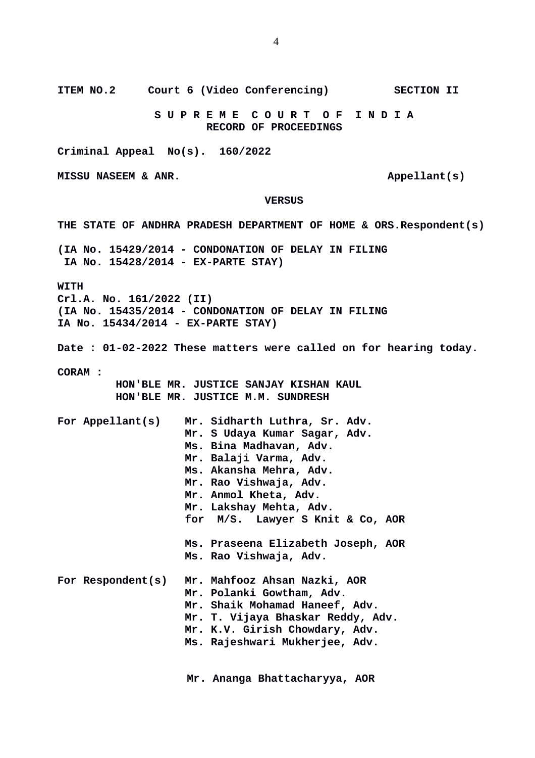**ITEM NO.2 Court 6 (Video Conferencing) SECTION II**

**S U P R E M E C O U R T O F I N D I A**
**RECORD OF PROCEEDINGS**

**Criminal Appeal No(s). 160/2022**

**MISSU NASEEM & ANR. Appellant(s)**

**VERSUS**

**THE STATE OF ANDHRA PRADESH DEPARTMENT OF HOME & ORS.Respondent(s)**

**(IA No. 15429/2014 - CONDONATION OF DELAY IN FILING**
**IA No. 15428/2014 - EX-PARTE STAY)**

**WITH**
**Crl.A. No. 161/2022 (II)**
**(IA No. 15435/2014 - CONDONATION OF DELAY IN FILING**
**IA No. 15434/2014 - EX-PARTE STAY)**

**Date : 01-02-2022 These matters were called on for hearing today.**

**CORAM :**
**HON'BLE MR. JUSTICE SANJAY KISHAN KAUL**
**HON'BLE MR. JUSTICE M.M. SUNDRESH**

**For Appellant(s)**
**Mr. Sidharth Luthra, Sr. Adv.**
**Mr. S Udaya Kumar Sagar, Adv.**
**Ms. Bina Madhavan, Adv.**
**Mr. Balaji Varma, Adv.**
**Ms. Akansha Mehra, Adv.**
**Mr. Rao Vishwaja, Adv.**
**Mr. Anmol Kheta, Adv.**
**Mr. Lakshay Mehta, Adv.**
**for M/S. Lawyer S Knit & Co, AOR**

**Ms. Praseena Elizabeth Joseph, AOR**
**Ms. Rao Vishwaja, Adv.**

**For Respondent(s)**
**Mr. Mahfooz Ahsan Nazki, AOR**
**Mr. Polanki Gowtham, Adv.**
**Mr. Shaik Mohamad Haneef, Adv.**
**Mr. T. Vijaya Bhaskar Reddy, Adv.**
**Mr. K.V. Girish Chowdary, Adv.**
**Ms. Rajeshwari Mukherjee, Adv.**

**Mr. Ananga Bhattacharyya, AOR**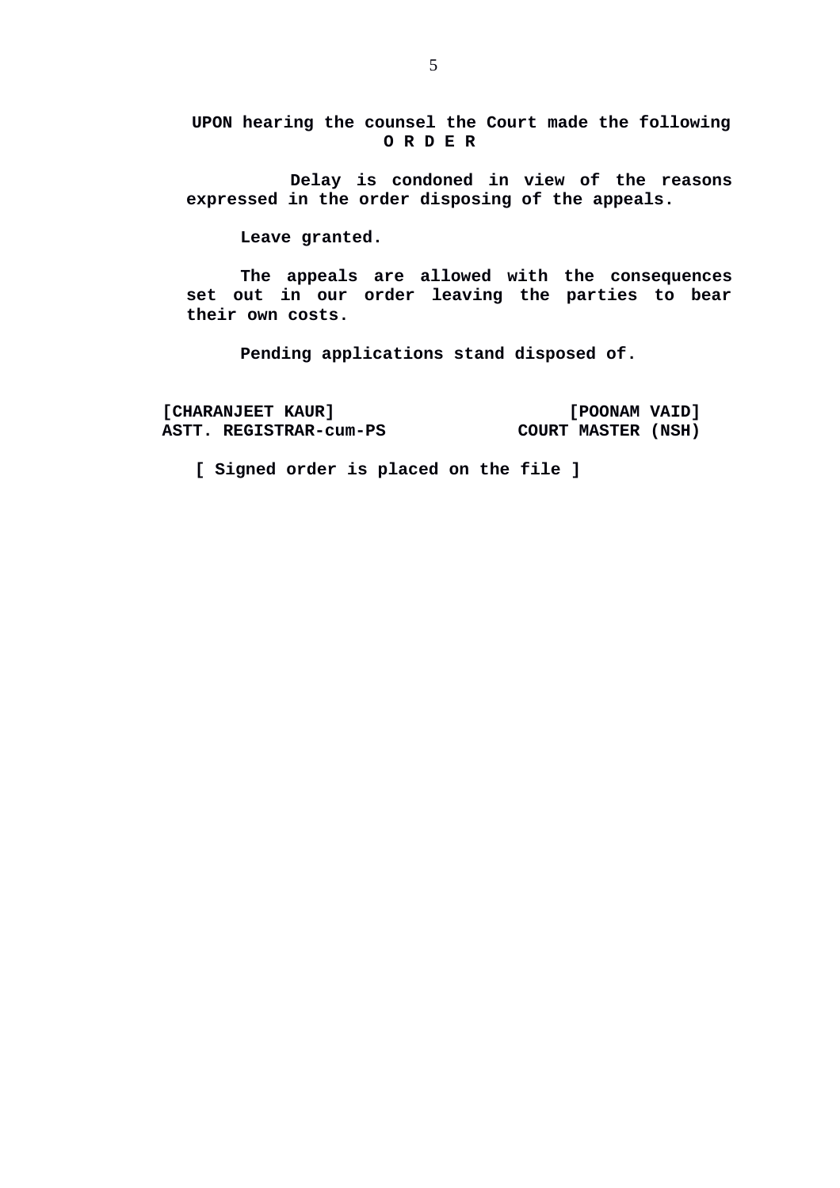**UPON hearing the counsel the Court made the following**

**O R D E R**

**Delay is condoned in view of the reasons expressed in the order disposing of the appeals.**

**Leave granted.**

**The appeals are allowed with the consequences set out in our order leaving the parties to bear their own costs.**

**Pending applications stand disposed of.**

| | |
|---|---|
| **[CHARANJEET KAUR]** | **[POONAM VAID]** |
| **ASTT. REGISTRAR-cum-PS** | **COURT MASTER (NSH)** |

**[ Signed order is placed on the file ]**